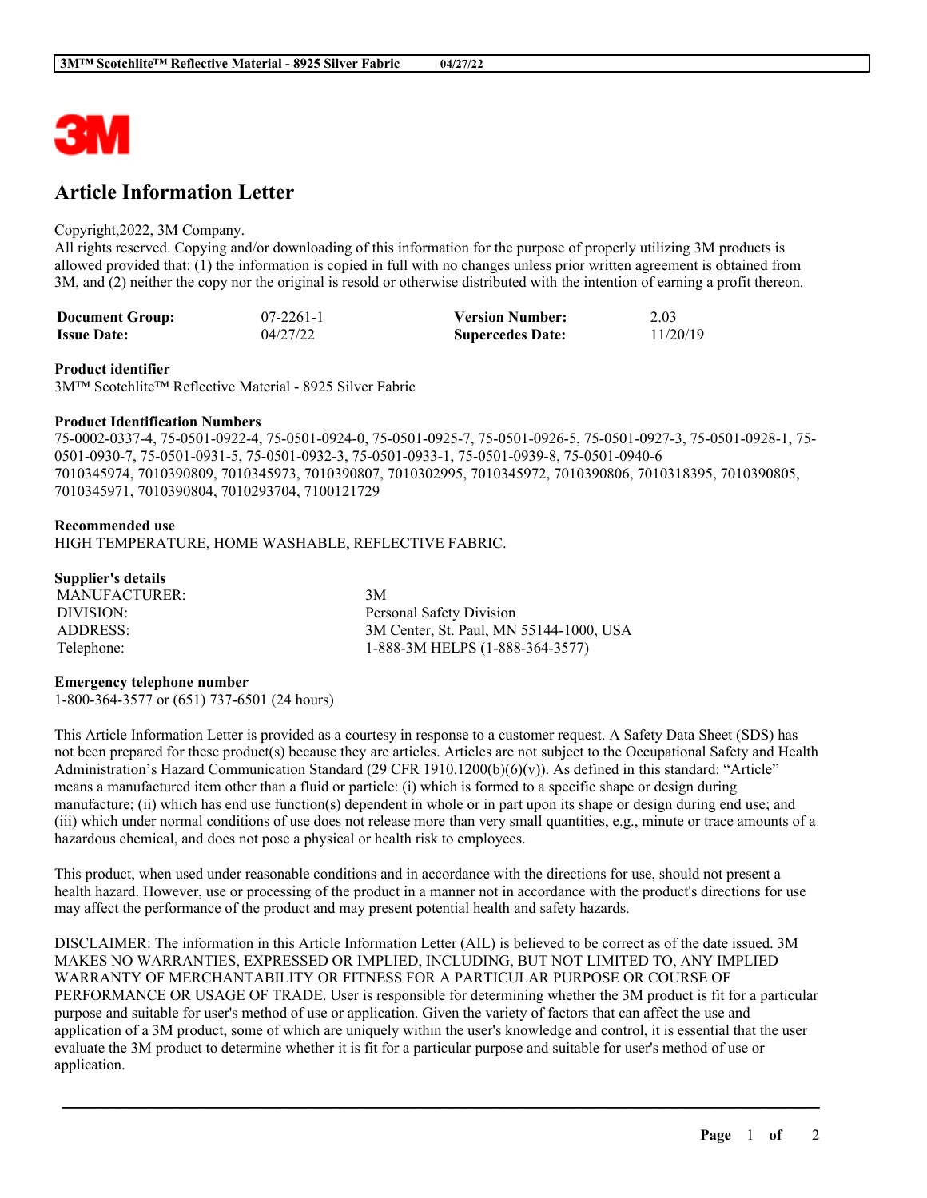# Article Information Letter

Copyright,2022, 3M Company.
All rights reserved. Copying and/or downloading of this information for the purpose of properly utilizing 3M products is allowed provided that: (1) the information is copied in full with no changes unless prior written agreement is obtained from 3M, and (2) neither the copy nor the original is resold or otherwise distributed with the intention of earning a profit thereon.

| | | | |
|---|---|---|---|
| **Document Group:** | 07-2261-1 | **Version Number:** | 2.03 |
| **Issue Date:** | 04/27/22 | **Supercedes Date:** | 11/20/19 |

**Product identifier**
3M™ Scotchlite™ Reflective Material - 8925 Silver Fabric

**Product Identification Numbers**
75-0002-0337-4, 75-0501-0922-4, 75-0501-0924-0, 75-0501-0925-7, 75-0501-0926-5, 75-0501-0927-3, 75-0501-0928-1, 75-0501-0930-7, 75-0501-0931-5, 75-0501-0932-3, 75-0501-0933-1, 75-0501-0939-8, 75-0501-0940-6
7010345974, 7010390809, 7010345973, 7010390807, 7010302995, 7010345972, 7010390806, 7010318395, 7010390805, 7010345971, 7010390804, 7010293704, 7100121729

**Recommended use**
HIGH TEMPERATURE, HOME WASHABLE, REFLECTIVE FABRIC.

**Supplier's details**

| | |
|---|---|
| MANUFACTURER: | 3M |
| DIVISION: | Personal Safety Division |
| ADDRESS: | 3M Center, St. Paul, MN 55144-1000, USA |
| Telephone: | 1-888-3M HELPS (1-888-364-3577) |

**Emergency telephone number**
1-800-364-3577 or (651) 737-6501 (24 hours)

This Article Information Letter is provided as a courtesy in response to a customer request. A Safety Data Sheet (SDS) has not been prepared for these product(s) because they are articles. Articles are not subject to the Occupational Safety and Health Administration's Hazard Communication Standard (29 CFR 1910.1200(b)(6)(v)). As defined in this standard: "Article" means a manufactured item other than a fluid or particle: (i) which is formed to a specific shape or design during manufacture; (ii) which has end use function(s) dependent in whole or in part upon its shape or design during end use; and (iii) which under normal conditions of use does not release more than very small quantities, e.g., minute or trace amounts of a hazardous chemical, and does not pose a physical or health risk to employees.

This product, when used under reasonable conditions and in accordance with the directions for use, should not present a health hazard. However, use or processing of the product in a manner not in accordance with the product's directions for use may affect the performance of the product and may present potential health and safety hazards.

DISCLAIMER: The information in this Article Information Letter (AIL) is believed to be correct as of the date issued. 3M MAKES NO WARRANTIES, EXPRESSED OR IMPLIED, INCLUDING, BUT NOT LIMITED TO, ANY IMPLIED WARRANTY OF MERCHANTABILITY OR FITNESS FOR A PARTICULAR PURPOSE OR COURSE OF PERFORMANCE OR USAGE OF TRADE. User is responsible for determining whether the 3M product is fit for a particular purpose and suitable for user's method of use or application. Given the variety of factors that can affect the use and application of a 3M product, some of which are uniquely within the user's knowledge and control, it is essential that the user evaluate the 3M product to determine whether it is fit for a particular purpose and suitable for user's method of use or application.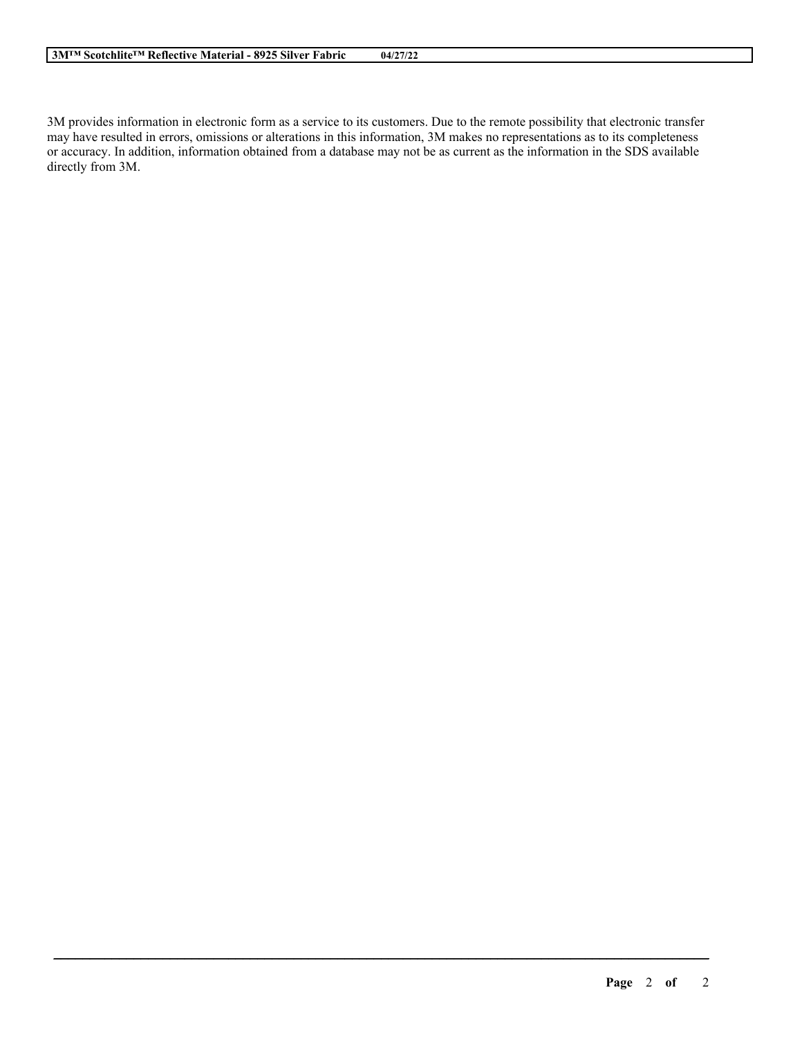3M provides information in electronic form as a service to its customers. Due to the remote possibility that electronic transfer may have resulted in errors, omissions or alterations in this information, 3M makes no representations as to its completeness or accuracy. In addition, information obtained from a database may not be as current as the information in the SDS available directly from 3M.